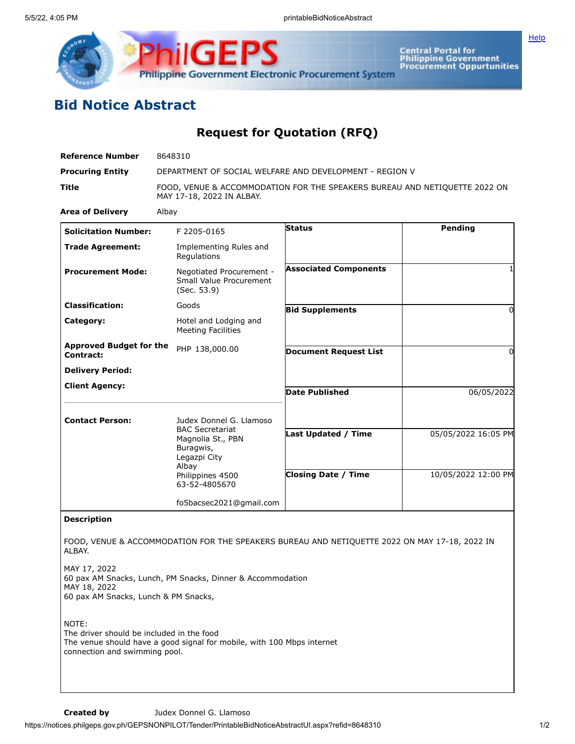# Bid Notice Abstract

## Request for Quotation (RFQ)

| | |
|---|---|
| **Reference Number** | 8648310 |
| **Procuring Entity** | DEPARTMENT OF SOCIAL WELFARE AND DEVELOPMENT - REGION V |
| **Title** | FOOD, VENUE & ACCOMMODATION FOR THE SPEAKERS BUREAU AND NETIQUETTE 2022 ON MAY 17-18, 2022 IN ALBAY. |
| **Area of Delivery** | Albay |

| | | | |
|---|---|---|---|
| **Solicitation Number:** | F 2205-0165 | **Status** | Pending |
| **Trade Agreement:** | Implementing Rules and Regulations | | |
| **Procurement Mode:** | Negotiated Procurement - Small Value Procurement (Sec. 53.9) | **Associated Components** | 1 |
| **Classification:** | Goods | **Bid Supplements** | 0 |
| **Category:** | Hotel and Lodging and Meeting Facilities | | |
| **Approved Budget for the Contract:** | PHP 138,000.00 | **Document Request List** | 0 |
| **Delivery Period:** | | | |
| **Client Agency:** | | **Date Published** | 06/05/2022 |
| **Contact Person:** | Judex Donnel G. Llamoso<br>BAC Secretariat<br>Magnolia St., PBN<br>Buragwis,<br>Legazpi City<br>Albay<br>Philippines 4500<br>63-52-4805670<br><br>fo5bacsec2021@gmail.com | **Last Updated / Time** | 05/05/2022 16:05 PM |
| | | **Closing Date / Time** | 10/05/2022 12:00 PM |

**Description**

FOOD, VENUE & ACCOMMODATION FOR THE SPEAKERS BUREAU AND NETIQUETTE 2022 ON MAY 17-18, 2022 IN ALBAY.

MAY 17, 2022
60 pax AM Snacks, Lunch, PM Snacks, Dinner & Accommodation
MAY 18, 2022
60 pax AM Snacks, Lunch & PM Snacks,

NOTE:
The driver should be included in the food
The venue should have a good signal for mobile, with 100 Mbps internet connection and swimming pool.

**Created by** Judex Donnel G. Llamoso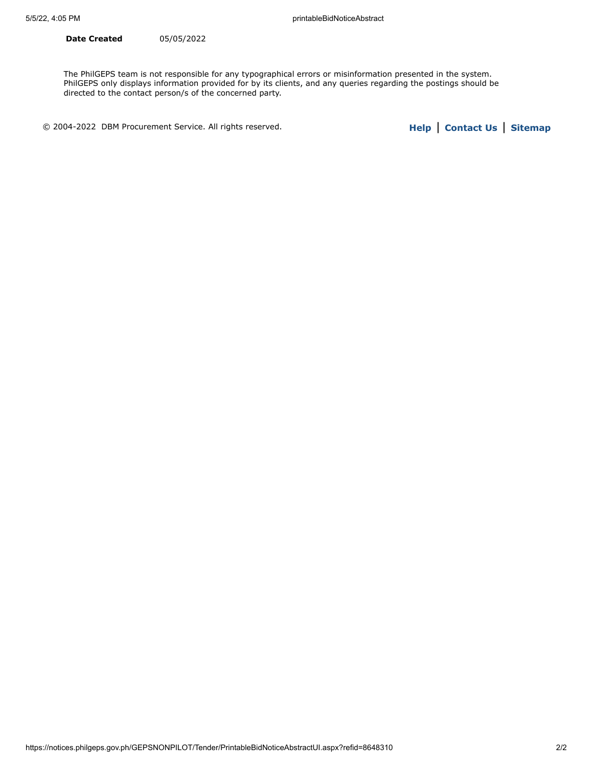| | |
|---|---|
| **Date Created** | 05/05/2022 |

The PhilGEPS team is not responsible for any typographical errors or misinformation presented in the system. PhilGEPS only displays information provided for by its clients, and any queries regarding the postings should be directed to the contact person/s of the concerned party.

© 2004-2022 DBM Procurement Service. All rights reserved.

**Help** | **Contact Us** | **Sitemap**